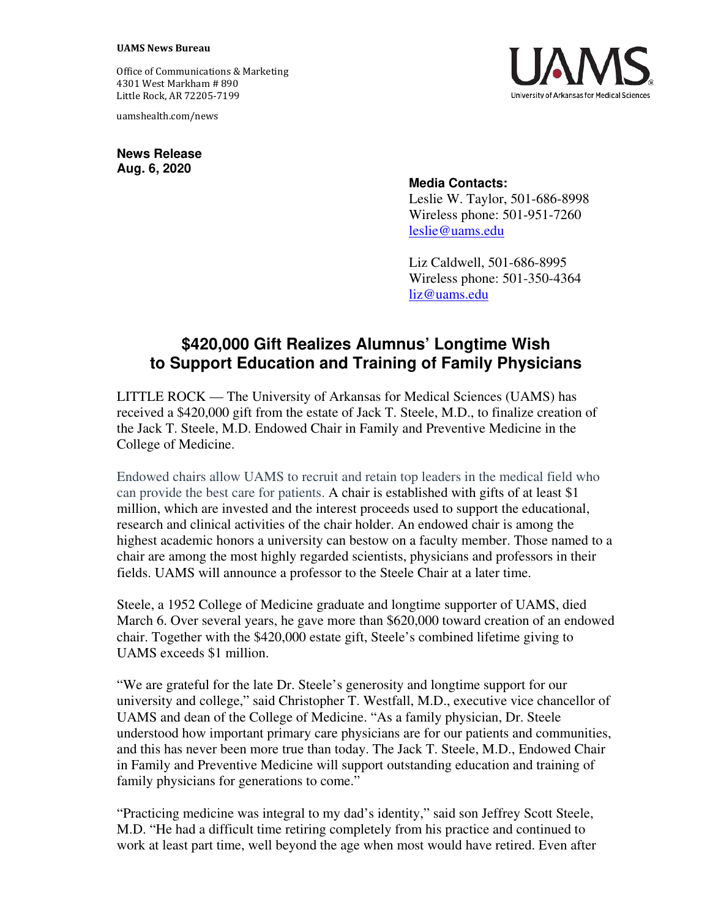**UAMS News Bureau**

Office of Communications & Marketing
4301 West Markham # 890
Little Rock, AR 72205-7199

uamshealth.com/news

UAMS
University of Arkansas for Medical Sciences

**News Release**
**Aug. 6, 2020**

**Media Contacts:**
Leslie W. Taylor, 501-686-8998
Wireless phone: 501-951-7260
leslie@uams.edu

Liz Caldwell, 501-686-8995
Wireless phone: 501-350-4364
liz@uams.edu

# $420,000 Gift Realizes Alumnus' Longtime Wish to Support Education and Training of Family Physicians

LITTLE ROCK — The University of Arkansas for Medical Sciences (UAMS) has received a $420,000 gift from the estate of Jack T. Steele, M.D., to finalize creation of the Jack T. Steele, M.D. Endowed Chair in Family and Preventive Medicine in the College of Medicine.

Endowed chairs allow UAMS to recruit and retain top leaders in the medical field who can provide the best care for patients. A chair is established with gifts of at least $1 million, which are invested and the interest proceeds used to support the educational, research and clinical activities of the chair holder. An endowed chair is among the highest academic honors a university can bestow on a faculty member. Those named to a chair are among the most highly regarded scientists, physicians and professors in their fields. UAMS will announce a professor to the Steele Chair at a later time.

Steele, a 1952 College of Medicine graduate and longtime supporter of UAMS, died March 6. Over several years, he gave more than $620,000 toward creation of an endowed chair. Together with the $420,000 estate gift, Steele's combined lifetime giving to UAMS exceeds $1 million.

"We are grateful for the late Dr. Steele's generosity and longtime support for our university and college," said Christopher T. Westfall, M.D., executive vice chancellor of UAMS and dean of the College of Medicine. "As a family physician, Dr. Steele understood how important primary care physicians are for our patients and communities, and this has never been more true than today. The Jack T. Steele, M.D., Endowed Chair in Family and Preventive Medicine will support outstanding education and training of family physicians for generations to come."

"Practicing medicine was integral to my dad's identity," said son Jeffrey Scott Steele, M.D. "He had a difficult time retiring completely from his practice and continued to work at least part time, well beyond the age when most would have retired. Even after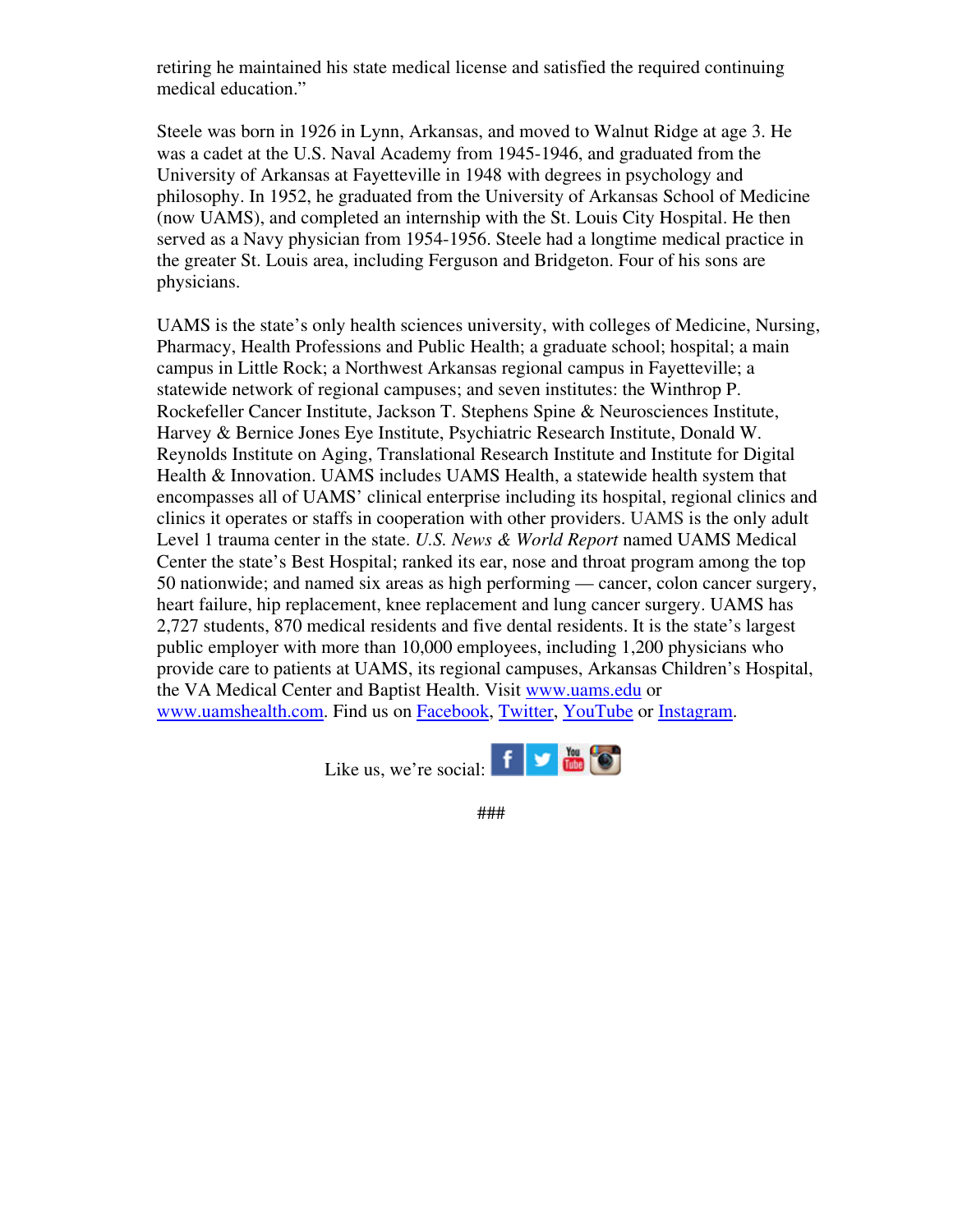retiring he maintained his state medical license and satisfied the required continuing medical education."

Steele was born in 1926 in Lynn, Arkansas, and moved to Walnut Ridge at age 3. He was a cadet at the U.S. Naval Academy from 1945-1946, and graduated from the University of Arkansas at Fayetteville in 1948 with degrees in psychology and philosophy. In 1952, he graduated from the University of Arkansas School of Medicine (now UAMS), and completed an internship with the St. Louis City Hospital. He then served as a Navy physician from 1954-1956. Steele had a longtime medical practice in the greater St. Louis area, including Ferguson and Bridgeton. Four of his sons are physicians.

UAMS is the state's only health sciences university, with colleges of Medicine, Nursing, Pharmacy, Health Professions and Public Health; a graduate school; hospital; a main campus in Little Rock; a Northwest Arkansas regional campus in Fayetteville; a statewide network of regional campuses; and seven institutes: the Winthrop P. Rockefeller Cancer Institute, Jackson T. Stephens Spine & Neurosciences Institute, Harvey & Bernice Jones Eye Institute, Psychiatric Research Institute, Donald W. Reynolds Institute on Aging, Translational Research Institute and Institute for Digital Health & Innovation. UAMS includes UAMS Health, a statewide health system that encompasses all of UAMS' clinical enterprise including its hospital, regional clinics and clinics it operates or staffs in cooperation with other providers. UAMS is the only adult Level 1 trauma center in the state. *U.S. News & World Report* named UAMS Medical Center the state's Best Hospital; ranked its ear, nose and throat program among the top 50 nationwide; and named six areas as high performing — cancer, colon cancer surgery, heart failure, hip replacement, knee replacement and lung cancer surgery. UAMS has 2,727 students, 870 medical residents and five dental residents. It is the state's largest public employer with more than 10,000 employees, including 1,200 physicians who provide care to patients at UAMS, its regional campuses, Arkansas Children's Hospital, the VA Medical Center and Baptist Health. Visit [www.uams.edu](www.uams.edu) or [www.uamshealth.com](www.uamshealth.com). Find us on [Facebook](), [Twitter](), [YouTube]() or [Instagram]().

Like us, we're social:

###